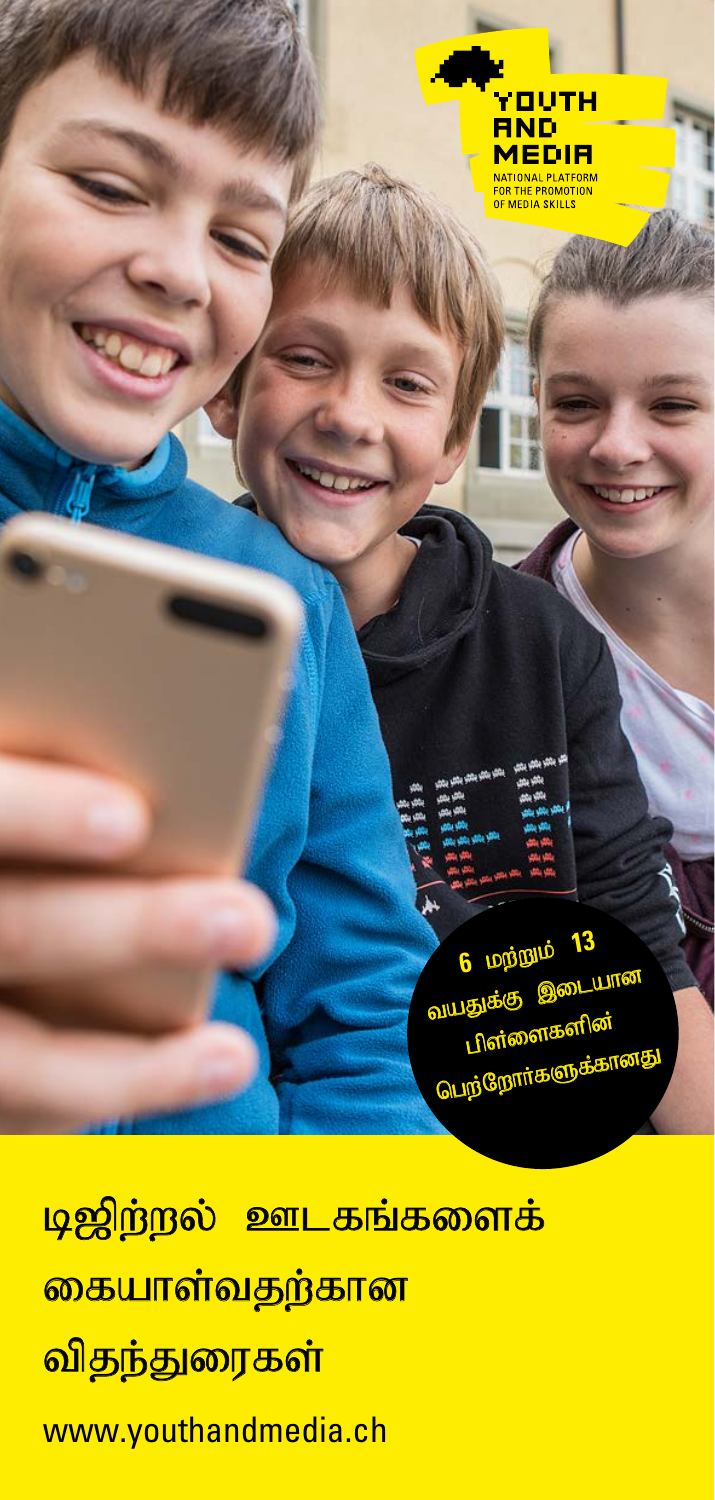YOUTH AND MEDIA

NATIONAL PLATFORM FOR THE PROMOTION OF MEDIA SKILLS

6 மற்றும் 13 வயதுக்கு இடையான பிள்ளைகளின் பெற்றோர்களுக்கானது

# டிஜிற்றல் ஊடகங்களைக் கையாள்வதற்கான விதந்துரைகள்

www.youthandmedia.ch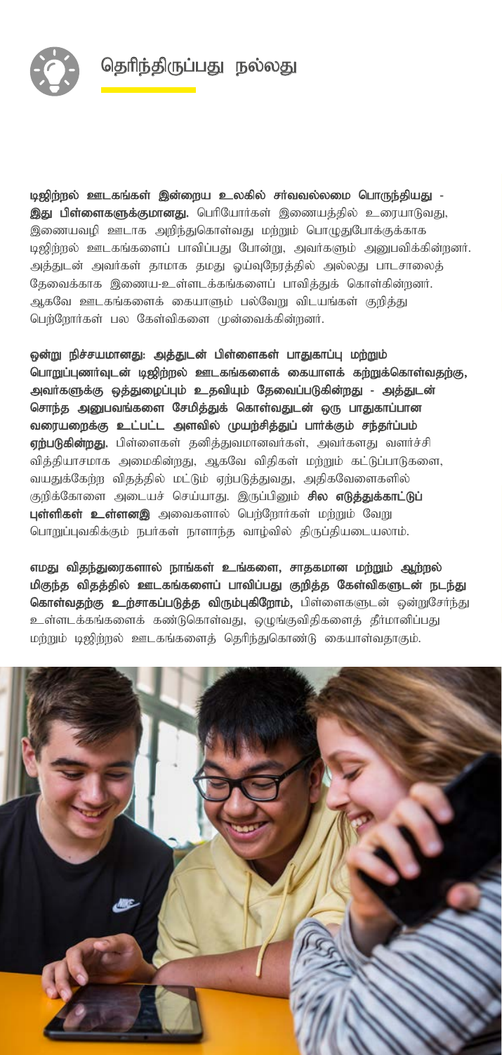## தெரிந்திருப்பது நல்லது

**டிஜிற்றல் ஊடகங்கள் இன்றைய உலகில் சர்வவல்லமை பொருந்தியது - இது பிள்ளைகளுக்குமானது.** பெரியோர்கள் இணையத்தில் உரையாடுவது, இணையவழி ஊடாக அறிந்துகொள்வது மற்றும் பொழுதுபோக்குக்காக டிஜிற்றல் ஊடகங்களைப் பாவிப்பது போன்று, அவர்களும் அனுபவிக்கின்றனர். அத்துடன் அவர்கள் தாமாக தமது ஓய்வுநேரத்தில் அல்லது பாடசாலைத் தேவைக்காக இணைய-உள்ளடக்கங்களைப் பாவித்துக் கொள்கின்றனர். ஆகவே ஊடகங்களைக் கையாளும் பல்வேறு விடயங்கள் குறித்து பெற்றோர்கள் பல கேள்விகளை முன்வைக்கின்றனர்.

**ஒன்று நிச்சயமானது: அத்துடன் பிள்ளைகள் பாதுகாப்பு மற்றும் பொறுப்புணர்வுடன் டிஜிற்றல் ஊடகங்களைக் கையாளக் கற்றுக்கொள்வதற்கு, அவர்களுக்கு ஒத்துழைப்பும் உதவியும் தேவைப்படுகின்றது - அத்துடன் சொந்த அனுபவங்களை சேமித்துக் கொள்வதுடன் ஒரு பாதுகாப்பான வரையறைக்கு உட்பட்ட அளவில் முயற்சித்துப் பார்க்கும் சந்தர்ப்பம் ஏற்படுகின்றது.** பிள்ளைகள் தனித்துவமானவர்கள், அவர்களது வளர்ச்சி வித்தியாசமாக அமைகின்றது, ஆகவே விதிகள் மற்றும் கட்டுப்பாடுகளை, வயதுக்கேற்ற விதத்தில் மட்டும் ஏற்படுத்துவது, அதிகவேளைகளில் குறிக்கோளை அடையச் செய்யாது. இருப்பினும் **சில எடுத்துக்காட்டுப் புள்ளிகள் உள்ளனஇ** அவைகளால் பெற்றோர்கள் மற்றும் வேறு பொறுப்புவகிக்கும் நபர்கள் நாளாந்த வாழ்வில் திருப்தியடையலாம்.

**எமது விதந்துரைகளால் நாங்கள் உங்களை, சாதகமான மற்றும் ஆற்றல் மிகுந்த விதத்தில் ஊடகங்களைப் பாவிப்பது குறித்த கேள்விகளுடன் நடந்து கொள்வதற்கு உற்சாகப்படுத்த விரும்புகிறோம்,** பிள்ளைகளுடன் ஒன்றுசேர்ந்து உள்ளடக்கங்களைக் கண்டுகொள்வது, ஒழுங்குவிதிகளைத் தீர்மானிப்பது மற்றும் டிஜிற்றல் ஊடகங்களைத் தெரிந்துகொண்டு கையாள்வதாகும்.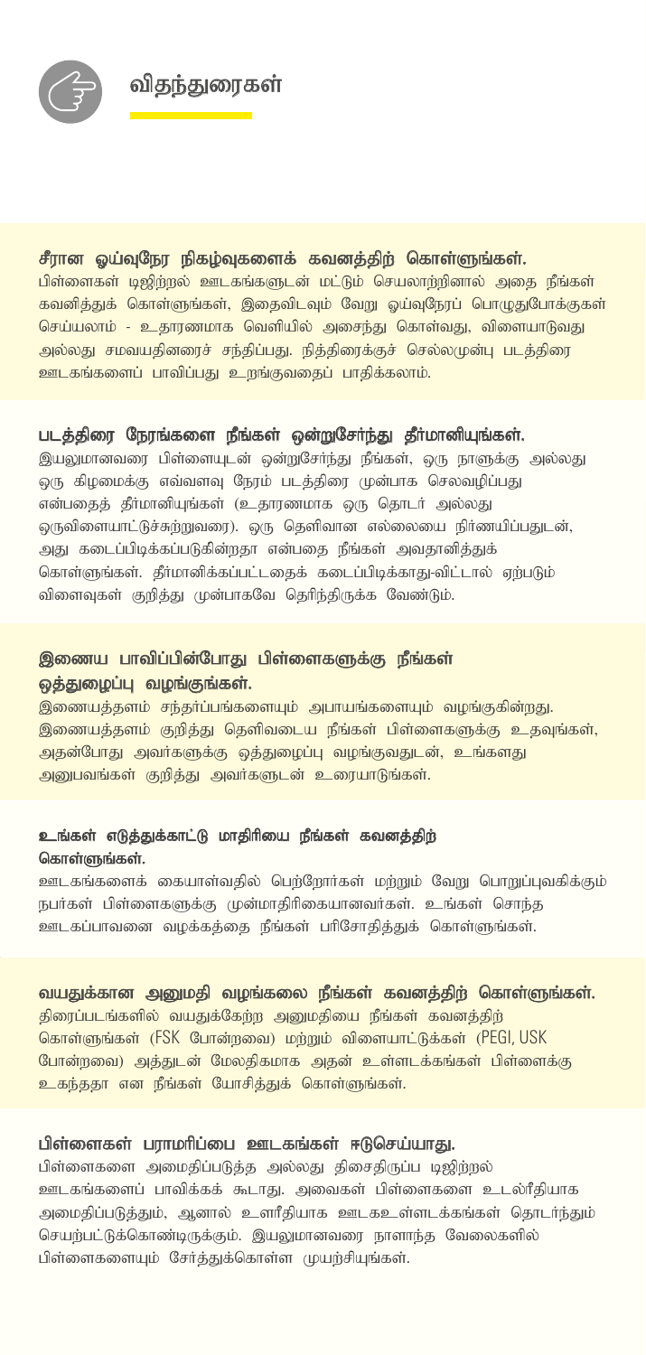## விதந்துரைகள்

**சீரான ஓய்வுநேர நிகழ்வுகளைக் கவனத்திற் கொள்ளுங்கள்.**
பிள்ளைகள் டிஜிற்றல் ஊடகங்களுடன் மட்டும் செயலாற்றினால் அதை நீங்கள் கவனித்துக் கொள்ளுங்கள், இதைவிடவும் வேறு ஓய்வுநேரப் பொழுதுபோக்குகள் செய்யலாம் - உதாரணமாக வெளியில் அசைந்து கொள்வது, விளையாடுவது அல்லது சமவயதினரைச் சந்திப்பது. நித்திரைக்குச் செல்லமுன்பு படத்திரை ஊடகங்களைப் பாவிப்பது உறங்குவதைப் பாதிக்கலாம்.

**படத்திரை நேரங்களை நீங்கள் ஒன்றுசேர்ந்து தீர்மானியுங்கள்.**
இயலுமானவரை பிள்ளையுடன் ஒன்றுசேர்ந்து நீங்கள், ஒரு நாளுக்கு அல்லது ஒரு கிழமைக்கு எவ்வளவு நேரம் படத்திரை முன்பாக செலவழிப்பது என்பதைத் தீர்மானியுங்கள் (உதாரணமாக ஒரு தொடர் அல்லது ஒருவிளையாட்டுச்சுற்றுவரை). ஒரு தெளிவான எல்லையை நிர்ணயிப்பதுடன், அது கடைப்பிடிக்கப்படுகின்றதா என்பதை நீங்கள் அவதானித்துக் கொள்ளுங்கள். தீர்மானிக்கப்பட்டதைக் கடைப்பிடிக்காது-விட்டால் ஏற்படும் விளைவுகள் குறித்து முன்பாகவே தெரிந்திருக்க வேண்டும்.

**இணைய பாவிப்பின்போது பிள்ளைகளுக்கு நீங்கள் ஒத்துழைப்பு வழங்குங்கள்.**
இணையத்தளம் சந்தர்ப்பங்களையும் அபாயங்களையும் வழங்குகின்றது. இணையத்தளம் குறித்து தெளிவடைய நீங்கள் பிள்ளைகளுக்கு உதவுங்கள், அதன்போது அவர்களுக்கு ஒத்துழைப்பு வழங்குவதுடன், உங்களது அனுபவங்கள் குறித்து அவர்களுடன் உரையாடுங்கள்.

**உங்கள் எடுத்துக்காட்டு மாதிரியை நீங்கள் கவனத்திற் கொள்ளுங்கள்.**
ஊடகங்களைக் கையாள்வதில் பெற்றோர்கள் மற்றும் வேறு பொறுப்புவகிக்கும் நபர்கள் பிள்ளைகளுக்கு முன்மாதிரிகையானவர்கள். உங்கள் சொந்த ஊடகப்பாவனை வழக்கத்தை நீங்கள் பரிசோதித்துக் கொள்ளுங்கள்.

**வயதுக்கான அனுமதி வழங்கலை நீங்கள் கவனத்திற் கொள்ளுங்கள்.**
திரைப்படங்களில் வயதுக்கேற்ற அனுமதியை நீங்கள் கவனத்திற் கொள்ளுங்கள் (FSK போன்றவை) மற்றும் விளையாட்டுக்கள் (PEGI, USK போன்றவை) அத்துடன் மேலதிகமாக அதன் உள்ளடக்கங்கள் பிள்ளைக்கு உகந்ததா என நீங்கள் யோசித்துக் கொள்ளுங்கள்.

**பிள்ளைகள் பராமரிப்பை ஊடகங்கள் ஈடுசெய்யாது.**
பிள்ளைகளை அமைதிப்படுத்த அல்லது திசைதிருப்ப டிஜிற்றல் ஊடகங்களைப் பாவிக்கக் கூடாது. அவைகள் பிள்ளைகளை உடல்ரீதியாக அமைதிப்படுத்தும், ஆனால் உளரீதியாக ஊடகஉள்ளடக்கங்கள் தொடர்ந்தும் செயற்பட்டுக்கொண்டிருக்கும். இயலுமானவரை நாளாந்த வேலைகளில் பிள்ளைகளையும் சேர்த்துக்கொள்ள முயற்சியுங்கள்.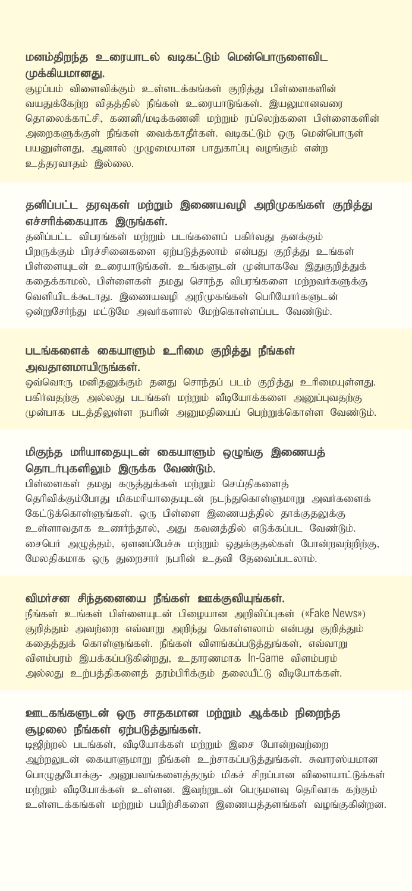### மனம்திறந்த உரையாடல் வடிகட்டும் மென்பொருளைவிட முக்கியமானது.

குழப்பம் விளைவிக்கும் உள்ளடக்கங்கள் குறித்து பிள்ளைகளின் வயதுக்கேற்ற விதத்தில் நீங்கள் உரையாடுங்கள். இயலுமானவரை தொலைக்காட்சி, கணனி/மடிக்கணனி மற்றும் ரப்லெற்களை பிள்ளைகளின் அறைகளுக்குள் நீங்கள் வைக்காதீர்கள். வடிகட்டும் ஒரு மென்பொருள் பயனுள்ளது, ஆனால் முழுமையான பாதுகாப்பு வழங்கும் என்ற உத்தரவாதம் இல்லை.

### தனிப்பட்ட தரவுகள் மற்றும் இணையவழி அறிமுகங்கள் குறித்து எச்சரிக்கையாக இருங்கள்.

தனிப்பட்ட விபரங்கள் மற்றும் படங்களைப் பகிர்வது தனக்கும் பிறருக்கும் பிரச்சினைகளை ஏற்படுத்தலாம் என்பது குறித்து உங்கள் பிள்ளையுடன் உரையாடுங்கள். உங்களுடன் முன்பாகவே இதுகுறித்துக் கதைக்காமல், பிள்ளைகள் தமது சொந்த விபரங்களை மற்றவர்களுக்கு வெளியிடக்கூடாது. இணையவழி அறிமுகங்கள் பெரியோர்களுடன் ஒன்றுசேர்ந்து மட்டுமே அவர்களால் மேற்கொள்ளப்பட வேண்டும்.

### படங்களைக் கையாளும் உரிமை குறித்து நீங்கள் அவதானமாயிருங்கள்.

ஒவ்வொரு மனிதனுக்கும் தனது சொந்தப் படம் குறித்து உரிமையுள்ளது. பகிர்வதற்கு அல்லது படங்கள் மற்றும் வீடியோக்களை அனுப்புவதற்கு முன்பாக படத்திலுள்ள நபரின் அனுமதியைப் பெற்றுக்கொள்ள வேண்டும்.

### மிகுந்த மரியாதையுடன் கையாளும் ஒழுங்கு இணையத் தொடர்புகளிலும் இருக்க வேண்டும்.

பிள்ளைகள் தமது கருத்துக்கள் மற்றும் செய்திகளைத் தெரிவிக்கும்போது மிகமரியாதையுடன் நடந்துகொள்ளுமாறு அவர்களைக் கேட்டுக்கொள்ளுங்கள். ஒரு பிள்ளை இணையத்தில் தாக்குதலுக்கு உள்ளாவதாக உணர்ந்தால், அது கவனத்தில் எடுக்கப்பட வேண்டும். சைபெர் அழுத்தம், ஏளனப்பேச்சு மற்றும் ஒதுக்குதல்கள் போன்றவற்றிற்கு, மேலதிகமாக ஒரு துறைசார் நபரின் உதவி தேவைப்படலாம்.

### விமர்சன சிந்தனையை நீங்கள் ஊக்குவியுங்கள்.

நீங்கள் உங்கள் பிள்ளையுடன் பிழையான அறிவிப்புகள் («Fake News») குறித்தும் அவற்றை எவ்வாறு அறிந்து கொள்ளலாம் என்பது குறித்தும் கதைத்துக் கொள்ளுங்கள். நீங்கள் விளங்கப்படுத்துங்கள், எவ்வாறு விளம்பரம் இயக்கப்படுகின்றது, உதாரணமாக In-Game விளம்பரம் அல்லது உற்பத்திகளைத் தரம்பிரிக்கும் தலையீட்டு வீடியோக்கள்.

### ஊடகங்களுடன் ஒரு சாதகமான மற்றும் ஆக்கம் நிறைந்த சூழலை நீங்கள் ஏற்படுத்துங்கள்.

டிஜிற்றல் படங்கள், வீடியோக்கள் மற்றும் இசை போன்றவற்றை ஆற்றலுடன் கையாளுமாறு நீங்கள் உற்சாகப்படுத்துங்கள். சுவாரஸ்யமான பொழுதுபோக்கு- அனுபவங்களைத்தரும் மிகச் சிறப்பான விளையாட்டுக்கள் மற்றும் வீடியோக்கள் உள்ளன. இவற்றுடன் பெருமளவு தெரிவாக கற்கும் உள்ளடக்கங்கள் மற்றும் பயிற்சிகளை இணையத்தளங்கள் வழங்குகின்றன.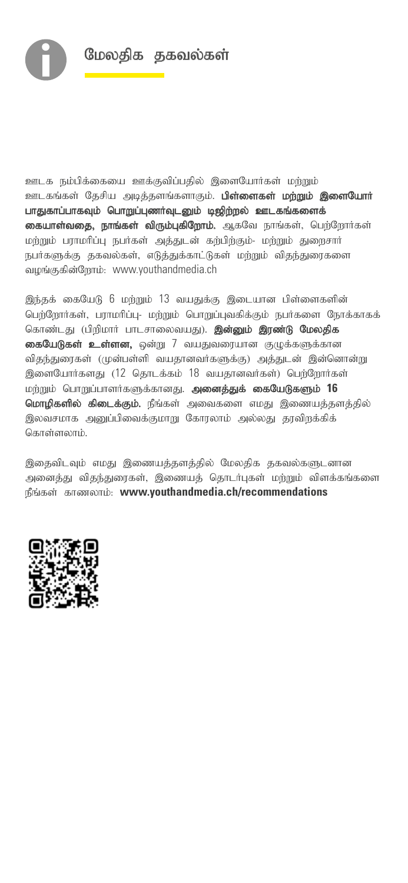## மேலதிக தகவல்கள்

ஊடக நம்பிக்கையை ஊக்குவிப்பதில் இளையோர்கள் மற்றும் ஊடகங்கள் தேசிய அடித்தளங்களாகும். **பிள்ளைகள் மற்றும் இளையோர் பாதுகாப்பாகவும் பொறுப்புணர்வுடனும் டிஜிற்றல் ஊடகங்களைக் கையாள்வதை, நாங்கள் விரும்புகிறோம்.** ஆகவே நாங்கள், பெற்றோர்கள் மற்றும் பராமரிப்பு நபர்கள் அத்துடன் கற்பிற்கும்- மற்றும் துறைசார் நபர்களுக்கு தகவல்கள், எடுத்துக்காட்டுகள் மற்றும் விதந்துரைகளை வழங்குகின்றோம்: www.youthandmedia.ch

இந்தக் கையேடு 6 மற்றும் 13 வயதுக்கு இடையான பிள்ளைகளின் பெற்றோர்கள், பராமரிப்பு- மற்றும் பொறுப்புவகிக்கும் நபர்களை நோக்காகக் கொண்டது (பிறிமார் பாடசாலைவயது). **இன்னும் இரண்டு மேலதிக கையேடுகள் உள்ளன,** ஒன்று 7 வயதுவரையான குழுக்களுக்கான விதந்துரைகள் (முன்பள்ளி வயதானவர்களுக்கு) அத்துடன் இன்னொன்று இளையோர்களது (12 தொடக்கம் 18 வயதானவர்கள்) பெற்றோர்கள் மற்றும் பொறுப்பாளர்களுக்கானது. **அனைத்துக் கையேடுகளும் 16 மொழிகளில் கிடைக்கும்.** நீங்கள் அவைகளை எமது இணையத்தளத்தில் இலவசமாக அனுப்பிவைக்குமாறு கோரலாம் அல்லது தரவிறக்கிக் கொள்ளலாம்.

இதைவிடவும் எமது இணையத்தளத்தில் மேலதிக தகவல்களுடனான அனைத்து விதந்துரைகள், இணையத் தொடர்புகள் மற்றும் விளக்கங்களை நீங்கள் காணலாம்: **www.youthandmedia.ch/recommendations**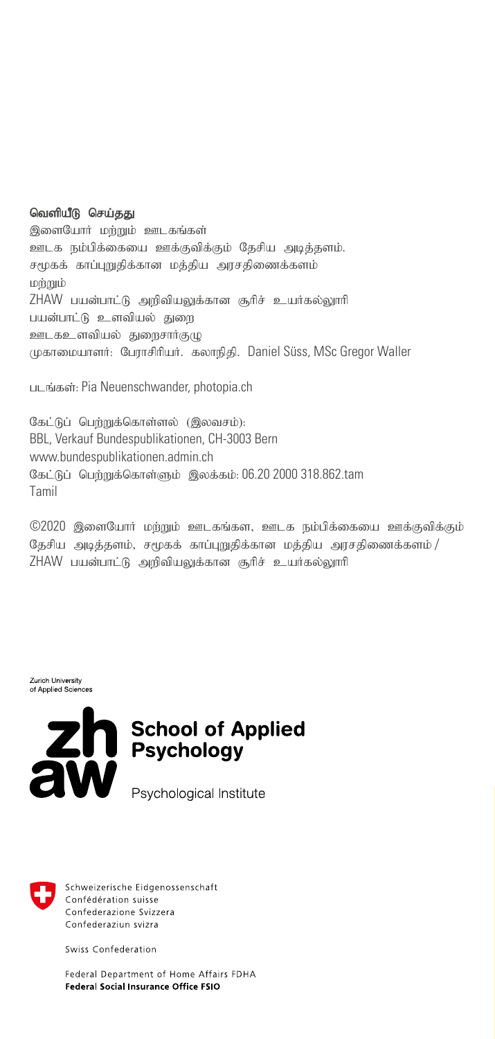**வெளியீடு செய்தது**

இளையோர் மற்றும் ஊடகங்கள்
ஊடக நம்பிக்கையை ஊக்குவிக்கும் தேசிய அடித்தளம்.
சமூகக் காப்புறுதிக்கான மத்திய அரசதிணைக்களம்
மற்றும்
ZHAW பயன்பாட்டு அறிவியலுக்கான சூரிச் உயர்கல்லூரி
பயன்பாட்டு உளவியல் துறை
ஊடகஉளவியல் துறைசார்குழு
முகாமையாளர்: பேராசிரியர். கலாநிதி. Daniel Süss, MSc Gregor Waller

படங்கள்: Pia Neuenschwander, photopia.ch

கேட்டுப் பெற்றுக்கொள்ளல் (இலவசம்):
BBL, Verkauf Bundespublikationen, CH-3003 Bern
www.bundespublikationen.admin.ch
கேட்டுப் பெற்றுக்கொள்ளும் இலக்கம்: 06.20 2000 318.862.tam
Tamil

©2020 இளையோர் மற்றும் ஊடகங்கள, ஊடக நம்பிக்கையை ஊக்குவிக்கும் தேசிய அடித்தளம், சமூகக் காப்புறுதிக்கான மத்திய அரசதிணைக்களம் / ZHAW பயன்பாட்டு அறிவியலுக்கான சூரிச் உயர்கல்லூரி

Zurich University of Applied Sciences

zh aw **School of Applied Psychology**
Psychological Institute

Schweizerische Eidgenossenschaft
Confédération suisse
Confederazione Svizzera
Confederaziun svizra

Swiss Confederation

Federal Department of Home Affairs FDHA
**Federal Social Insurance Office FSIO**